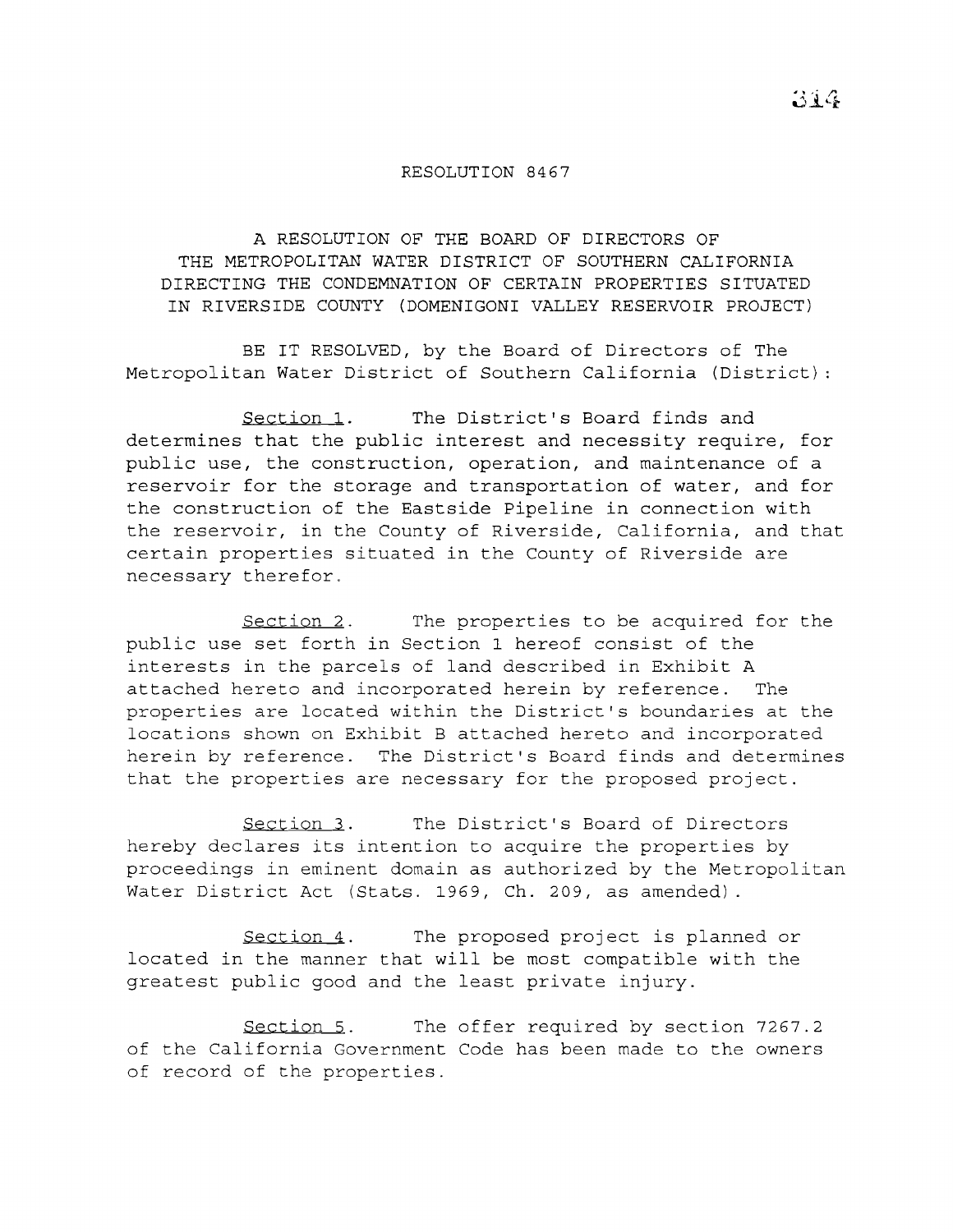# RESOLUTION 8467

## A RESOLUTION OF THE BOARD OF DIRECTORS OF THE METROPOLITAN WATER DISTRICT OF SOUTHERN CALIFORNIA DIRECTING THE CONDEMNATION OF CERTAIN PROPERTIES SITUATED IN RIVERSIDE COUNTY (DOMENIGONI VALLEY RESERVOIR PROJECT)

BE IT RESOLVED, by the Board of Directors of The Metropolitan Water District of Southern California (District):

Section 1. The District's Board finds and determines that the public interest and necessity require, for public use, the construction, operation, and maintenance of a reservoir for the storage and transportation of water, and for the construction of the Eastside Pipeline in connection with the reservoir, in the County of Riverside, California, and that certain properties situated in the County of Riverside are necessary therefor.

Section 2. The properties to be acquired for the public use set forth in Section 1 hereof consist of the interests in the parcels of land described in Exhibit A attached hereto and incorporated herein by reference. The properties are located within the District's boundaries at the locations shown on Exhibit B attached hereto and incorporated herein by reference. The District's Board finds and determines that the properties are necessary for the proposed project.

Section 3. The District's Board of Directors hereby declares its intention to acquire the properties by proceedings in eminent domain as authorized by the Metropolitan Water District Act (Stats. 1969, Ch. 209, as amended).

Section 4. The proposed project is planned or located in the manner that will be most compatible with the greatest public good and the least private injury.

Section 5. The offer required by section 7267.2 of the California Government Code has been made to the owners of record of the properties.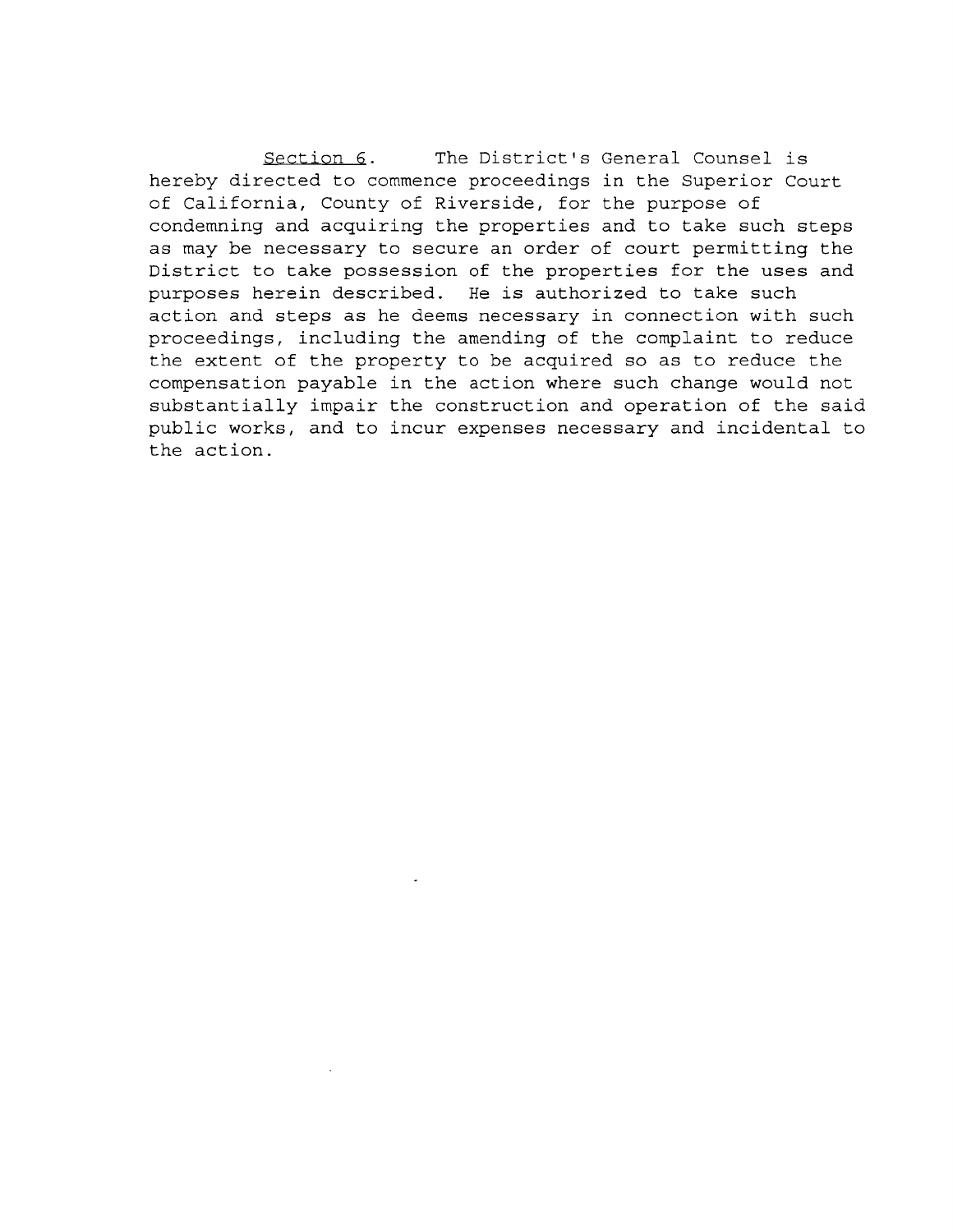<u>Section 6</u>. The District's General Counsel is hereby directed to commence proceedings in the Superior Court of California, County of Riverside, for the purpose of condemning and acquiring the properties and to take such steps as may be necessary to secure an order of court permitting the District to take possession of the properties for the uses and purposes herein described. He is authorized to take such action and steps as he deems necessary in connection with such proceedings, including the amending of the complaint to reduce the extent of the property to be acquired so as to reduce the compensation payable in the action where such change would not substantially impair the construction and operation of the said public works, and to incur expenses necessary and incidental to the action.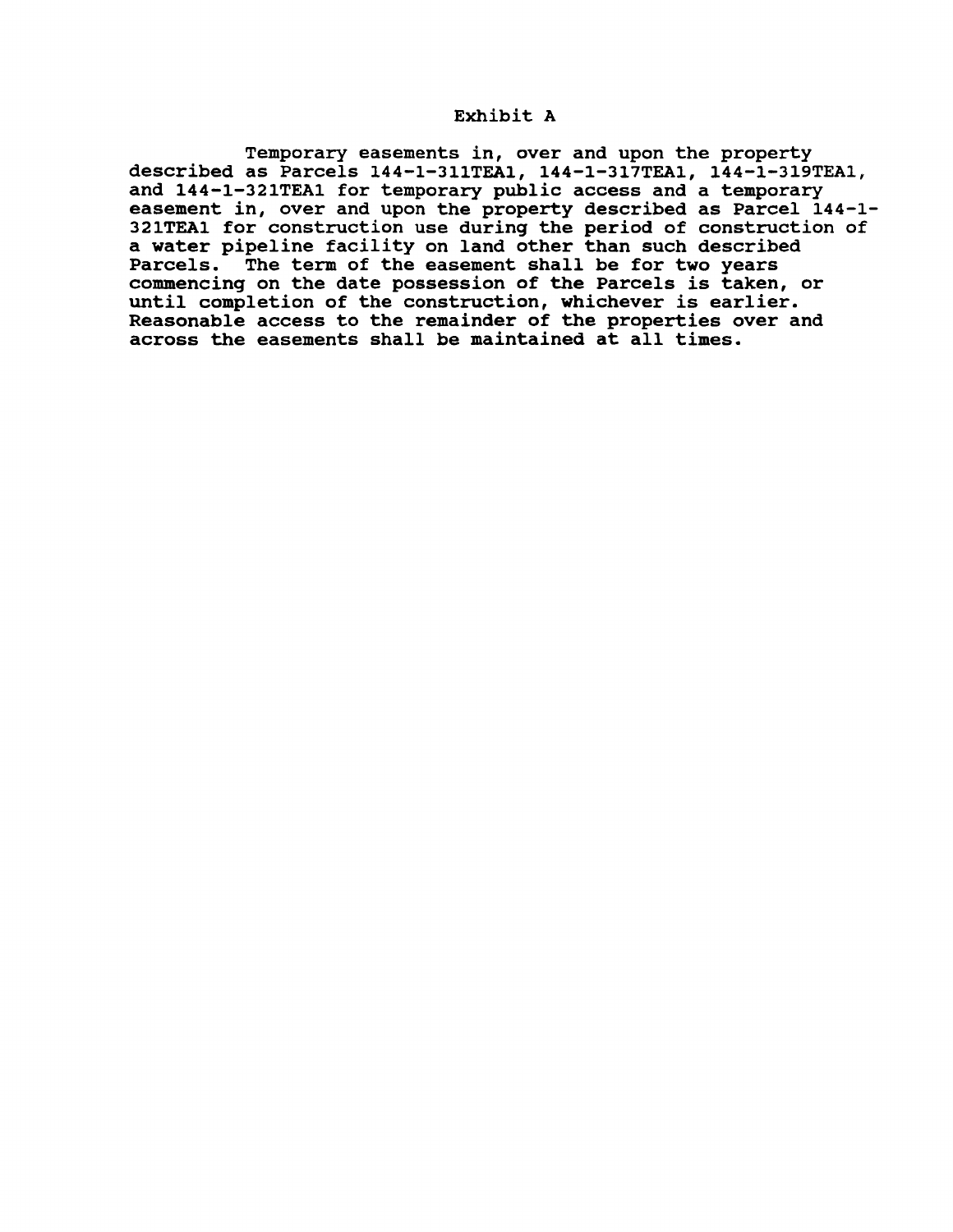# Exhibit A

Temporary easements in, over and upon the property described as Parcels 144-1-311TEA1, 144-1-317TEA1, 144-1-319TEA1, and 144-1-321TEA1 for temporary public access and a temporary easement in, over and upon the property described as Parcel 144-1-321TEA1 for construction use during the period of construction of a water pipeline facility on land other than such described Parcels. The term of the easement shall be for two years commencing on the date possession of the Parcels is taken, or until completion of the construction, whichever is earlier. Reasonable access to the remainder of the properties over and across the easements shall be maintained at all times.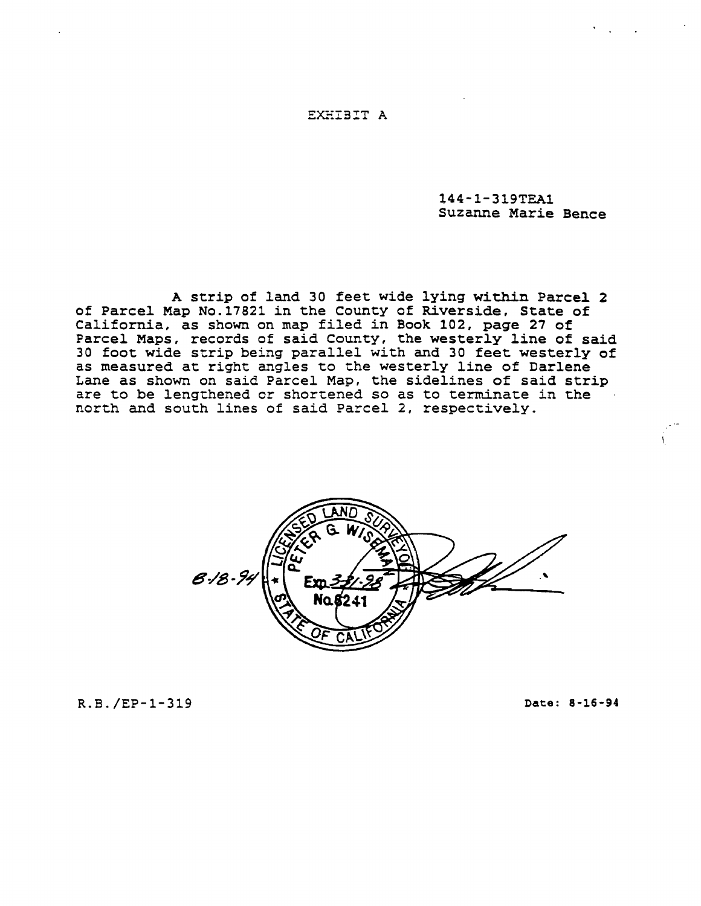EXHIBIT A

144-1-319TEA1
Suzanne Marie Bence

A strip of land 30 feet wide lying within Parcel 2 of Parcel Map No.17821 in the County of Riverside, State of California, as shown on map filed in Book 102, page 27 of Parcel Maps, records of said County, the westerly line of said 30 foot wide strip being parallel with and 30 feet westerly of as measured at right angles to the westerly line of Darlene Lane as shown on said Parcel Map, the sidelines of said strip are to be lengthened or shortened so as to terminate in the north and south lines of said Parcel 2, respectively.

8-18-94

LICENSED LAND SURVEYOR
PETER G. WISEMAN
Exp. 3-31-98
No. 6241
STATE OF CALIFORNIA

R.B./EP-1-319

Date: 8-16-94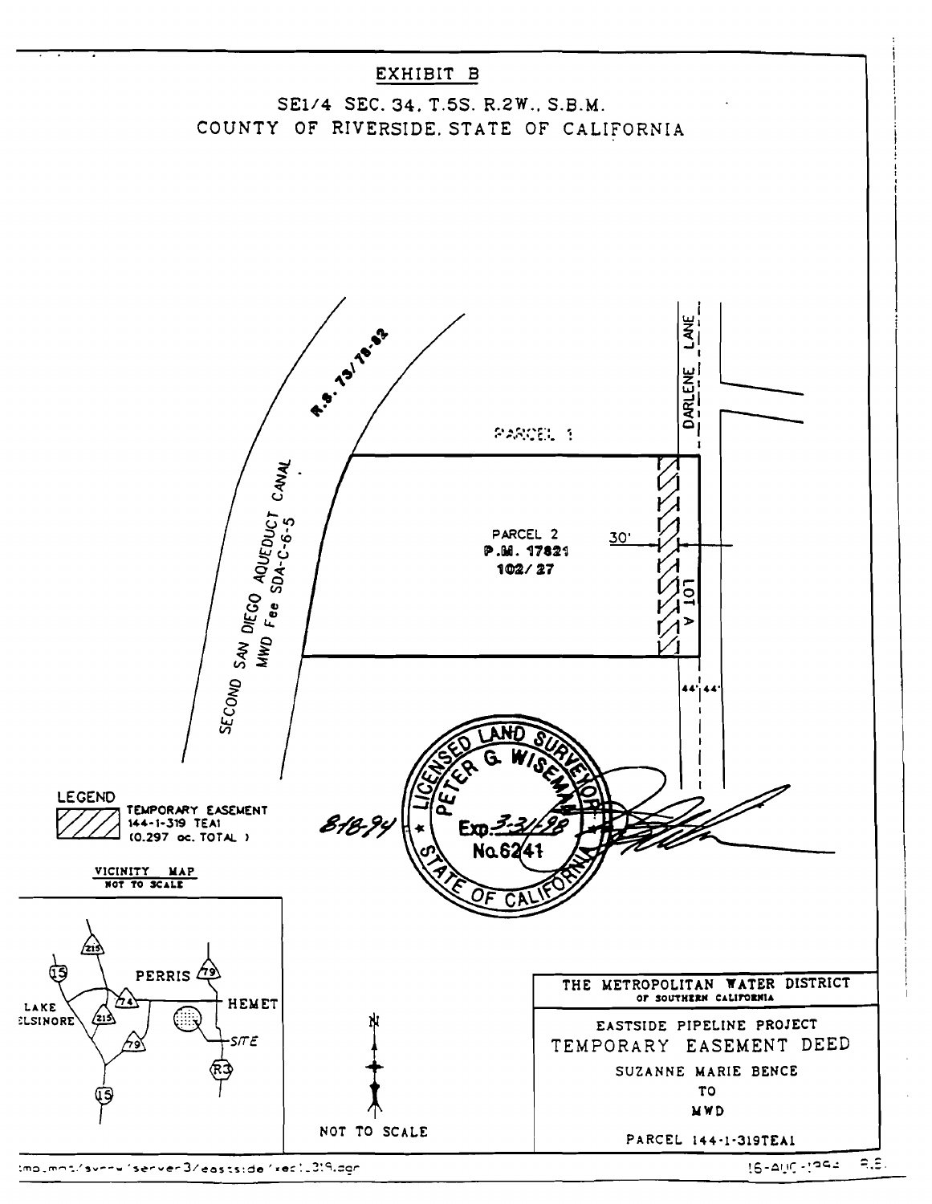# EXHIBIT B

SE1/4 SEC. 34, T.5S. R.2W., S.B.M.
COUNTY OF RIVERSIDE, STATE OF CALIFORNIA

R.S. 73/78-82

SECOND SAN DIEGO AQUEDUCT CANAL
MWD Fee SDA-C-6-5

PARCEL 1

PARCEL 2
P.M. 17821
102/27

30'

DARLENE LANE

V 101

44' 44'

LICENSED LAND SURVEYOR
PETER G. WISEMAN
Exp. 3-31-98
No. 6241
STATE OF CALIFORNIA

8-18-94

LEGEND
TEMPORARY EASEMENT
144-1-319 TEA1
(0.297 ac. TOTAL)

VICINITY MAP
NOT TO SCALE

LAKE ELSINORE, PERRIS, HEMET, SITE, 15, 215, 74, 79, R3

N

NOT TO SCALE

THE METROPOLITAN WATER DISTRICT
OF SOUTHERN CALIFORNIA

EASTSIDE PIPELINE PROJECT
TEMPORARY EASEMENT DEED
SUZANNE MARIE BENCE
TO
MWD

PARCEL 144-1-319TEA1

16-AUG-1994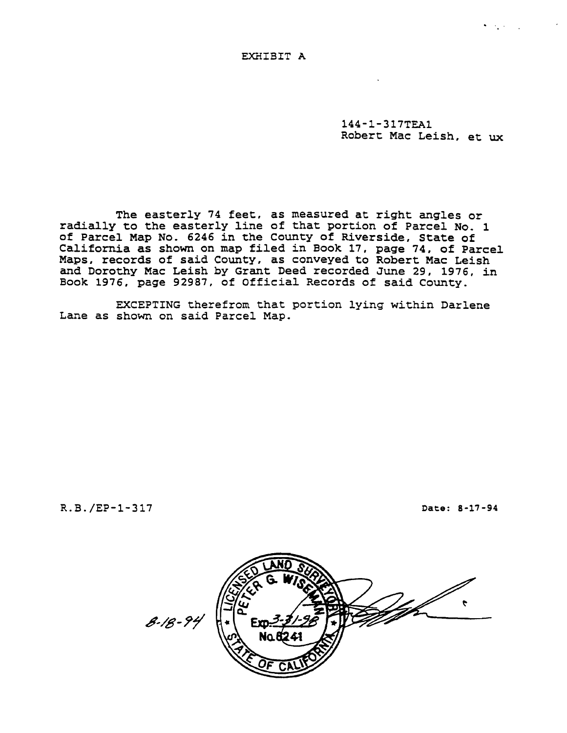# EXHIBIT A

144-1-317TEA1
Robert Mac Leish, et ux

The easterly 74 feet, as measured at right angles or radially to the easterly line of that portion of Parcel No. 1 of Parcel Map No. 6246 in the County of Riverside, State of California as shown on map filed in Book 17, page 74, of Parcel Maps, records of said County, as conveyed to Robert Mac Leish and Dorothy Mac Leish by Grant Deed recorded June 29, 1976, in Book 1976, page 92987, of Official Records of said County.

EXCEPTING therefrom that portion lying within Darlene Lane as shown on said Parcel Map.

R.B./EP-1-317

Date: 8-17-94

8-18-94

LICENSED LAND SURVEYOR
PETER G. WISEMAN
Exp. 3-31-98
No. 6241
STATE OF CALIFORNIA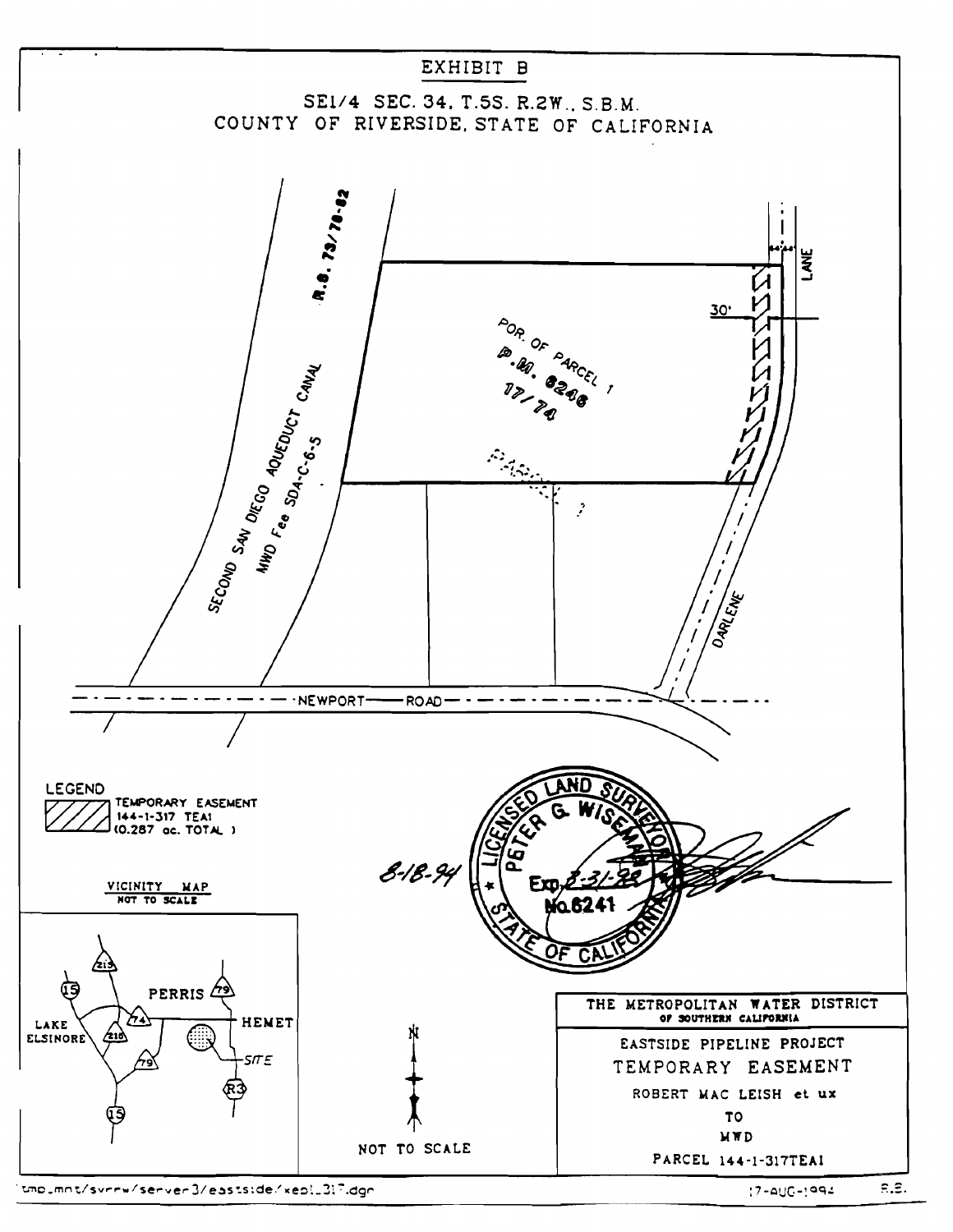# EXHIBIT B

## SE1/4 SEC. 34, T.5S. R.2W., S.B.M.
## COUNTY OF RIVERSIDE, STATE OF CALIFORNIA

R.S. 73/78-82

SECOND SAN DIEGO AQUEDUCT CANAL
MWD Fee SDA-C-6-5

POR. OF PARCEL 1
P.M. 6246
17/74

PARCEL 2

44' 44'

LANE

30'

DARLENE

NEWPORT ROAD

**LEGEND**

TEMPORARY EASEMENT
144-1-317 TEA1
(0.287 ac. TOTAL)

VICINITY MAP
NOT TO SCALE

LAKE ELSINORE, PERRIS, HEMET, SITE, 15, 215, 74, 79, R3

N

NOT TO SCALE

LICENSED LAND SURVEYOR
PETER G. WISEMAN
Exp. 3-31-98
No.6241
STATE OF CALIFORNIA

8-18-94

THE METROPOLITAN WATER DISTRICT
OF SOUTHERN CALIFORNIA

EASTSIDE PIPELINE PROJECT

TEMPORARY EASEMENT

ROBERT MAC LEISH et ux

TO

MWD

PARCEL 144-1-317TEA1

tmp_mnt/svrrw/server3/eastside/xep1_317.dgn

17-AUG-1994

R.E.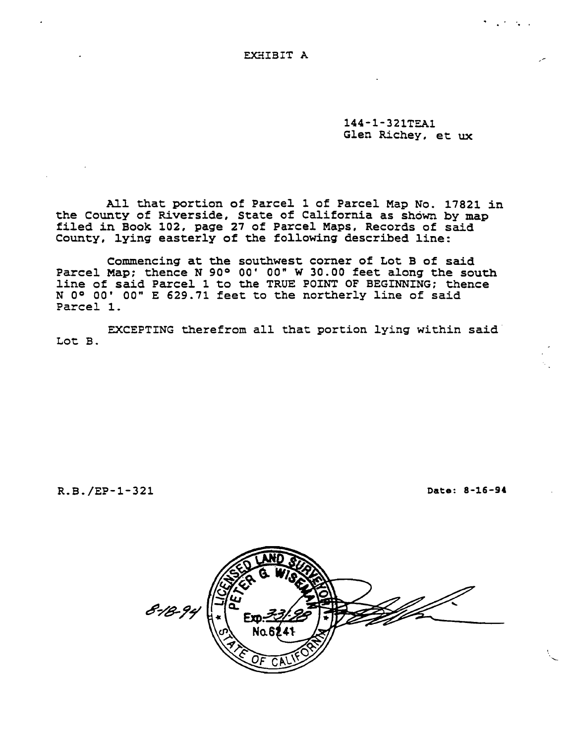# EXHIBIT A

144-1-321TEA1
Glen Richey, et ux

All that portion of Parcel 1 of Parcel Map No. 17821 in the County of Riverside, State of California as shown by map filed in Book 102, page 27 of Parcel Maps, Records of said County, lying easterly of the following described line:

Commencing at the southwest corner of Lot B of said Parcel Map; thence N 90° 00' 00" W 30.00 feet along the south line of said Parcel 1 to the TRUE POINT OF BEGINNING; thence N 0° 00' 00" E 629.71 feet to the northerly line of said Parcel 1.

EXCEPTING therefrom all that portion lying within said Lot B.

R.B./EP-1-321

Date: 8-16-94

8-18-94

LICENSED LAND SURVEYOR
PETER G. WISEMAN
Exp. 3-31-98
No. 6241
STATE OF CALIFORNIA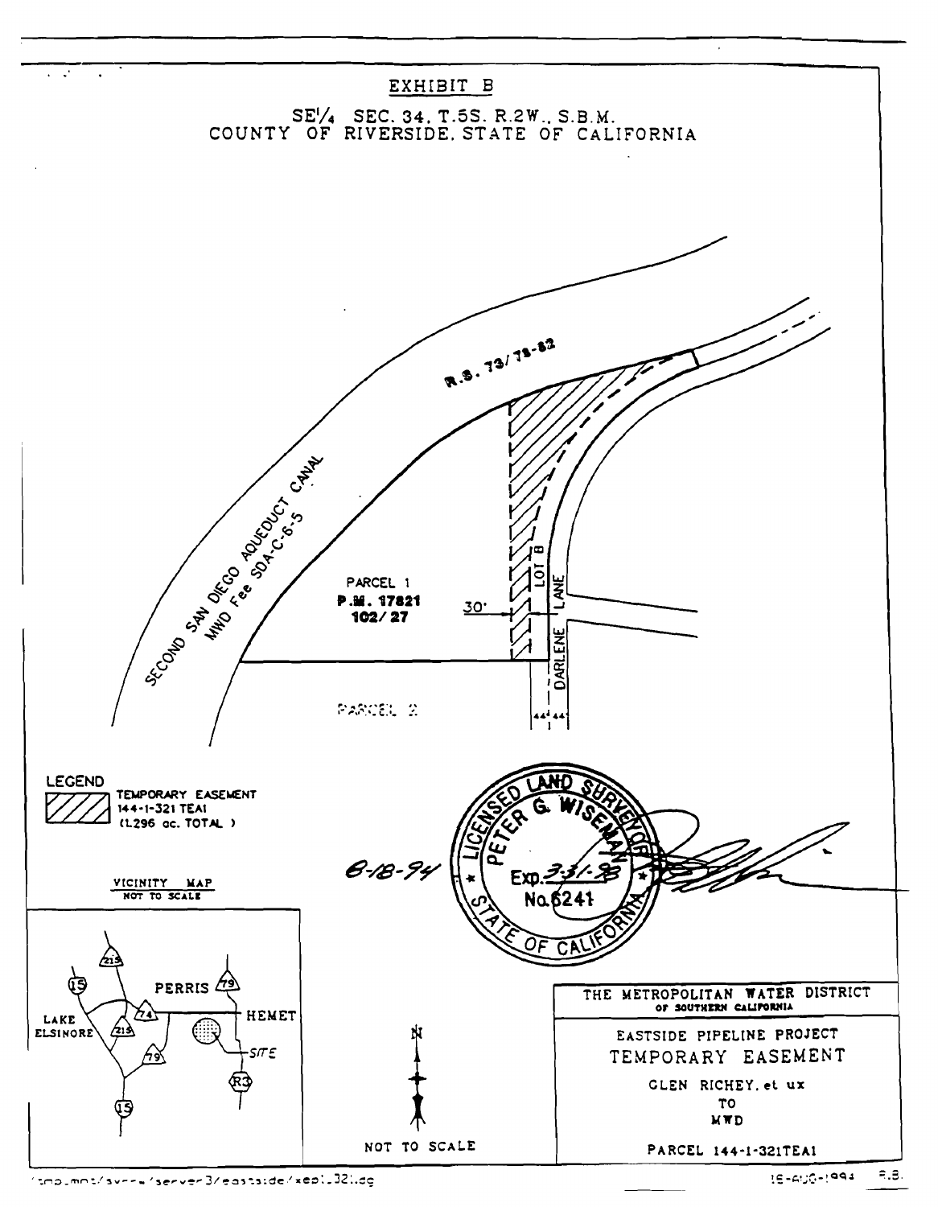# EXHIBIT B

SE¼ SEC. 34, T.5S. R.2W., S.B.M.
COUNTY OF RIVERSIDE, STATE OF CALIFORNIA

R.S. 73/78-82

SECOND SAN DIEGO AQUEDUCT CANAL
MWD Fee SDA-C-6-5

PARCEL 1
P.M. 17821
102/27

30'

LOT B

DARLENE LANE

PARCEL 2

44' 44'

LEGEND

TEMPORARY EASEMENT
144-1-321 TEA1
(1.296 ac. TOTAL)

LICENSED LAND SURVEYOR
PETER G. WISEMAN
Exp. 3-31-98
No. 6241
STATE OF CALIFORNIA

8-18-94

VICINITY MAP
NOT TO SCALE

PERRIS, LAKE ELSINORE, HEMET, SITE, 15, 215, 74, 79, R3

NOT TO SCALE

THE METROPOLITAN WATER DISTRICT
OF SOUTHERN CALIFORNIA

EASTSIDE PIPELINE PROJECT
TEMPORARY EASEMENT

GLEN RICHEY, et ux
TO
MWD

PARCEL 144-1-321TEA1

/tmp_mnt/server/server3/eastside/xep1_321.dg

18-AUG-1994 R.B.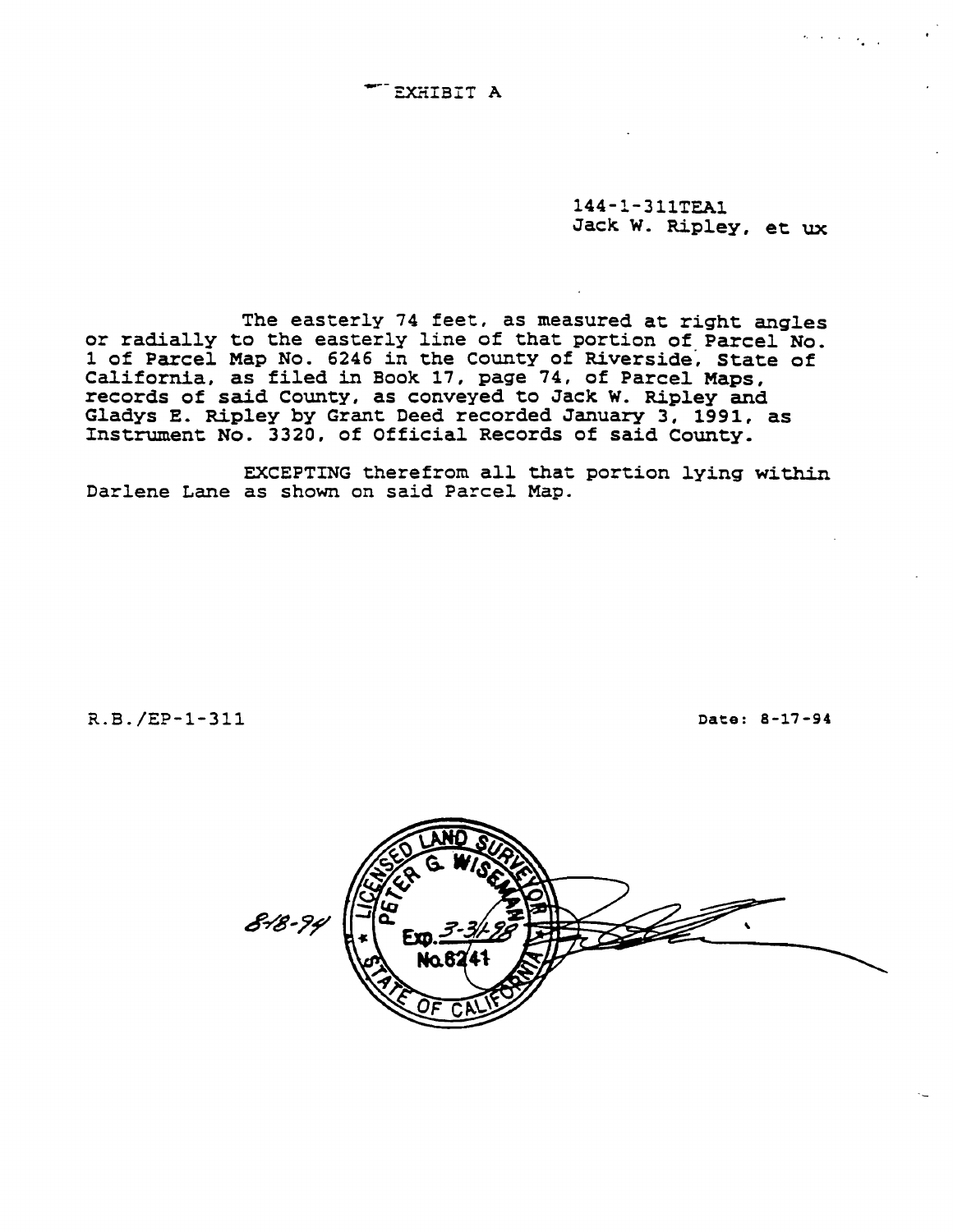# EXHIBIT A

144-1-311TEA1
Jack W. Ripley, et ux

The easterly 74 feet, as measured at right angles or radially to the easterly line of that portion of Parcel No. 1 of Parcel Map No. 6246 in the County of Riverside, State of California, as filed in Book 17, page 74, of Parcel Maps, records of said County, as conveyed to Jack W. Ripley and Gladys E. Ripley by Grant Deed recorded January 3, 1991, as Instrument No. 3320, of Official Records of said County.

EXCEPTING therefrom all that portion lying within Darlene Lane as shown on said Parcel Map.

R.B./EP-1-311

Date: 8-17-94

8-18-94

LICENSED LAND SURVEYOR
PETER G. WISEMAN
Exp. 3-31-98
No. 6241
STATE OF CALIFORNIA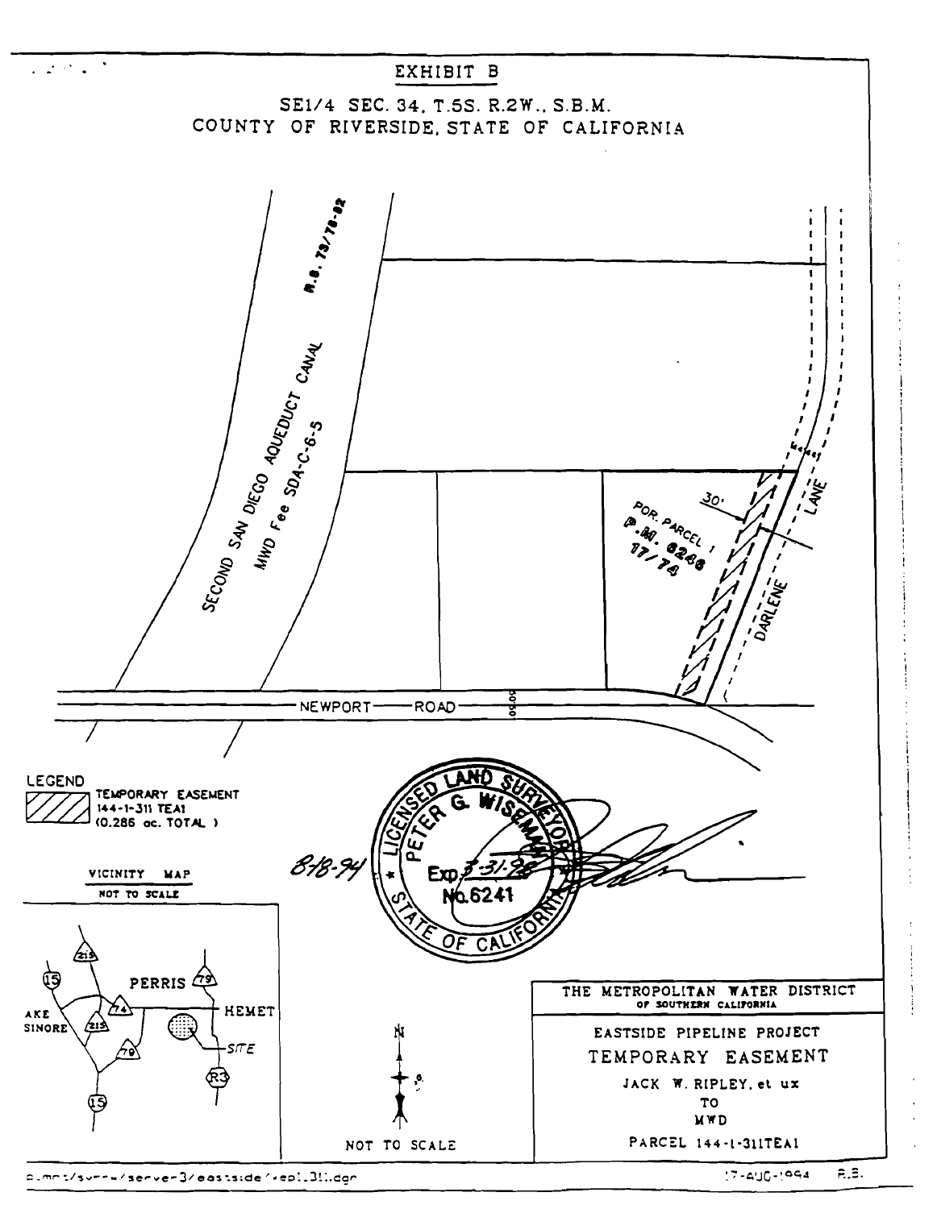# EXHIBIT B

SE1/4 SEC. 34, T.5S. R.2W., S.B.M.
COUNTY OF RIVERSIDE, STATE OF CALIFORNIA

SECOND SAN DIEGO AQUEDUCT CANAL
MWD Fee SDA-C-6-5

R.S. 73/78-82

POR. PARCEL 1
P.M. 8268
17/74

30'

DARLENE LANE

NEWPORT ROAD

LEGEND

TEMPORARY EASEMENT
144-1-311 TEA1
(0.286 ac. TOTAL)

VICINITY MAP
NOT TO SCALE

PERRIS
HEMET
LAKE SINORE
SITE
15, 215, 74, 79, R3

NOT TO SCALE

LICENSED LAND SURVEYOR
PETER G. WISEMAN
Exp. 3-31-98
No. 6241
STATE OF CALIFORNIA

8-18-94

THE METROPOLITAN WATER DISTRICT
OF SOUTHERN CALIFORNIA

EASTSIDE PIPELINE PROJECT

TEMPORARY EASEMENT

JACK W. RIPLEY, et ux
TO
MWD

PARCEL 144-1-311TEA1

p.mnt/svr-w/server-3/eastside/tep1_311.dgn

17-AUG-1994 R.B.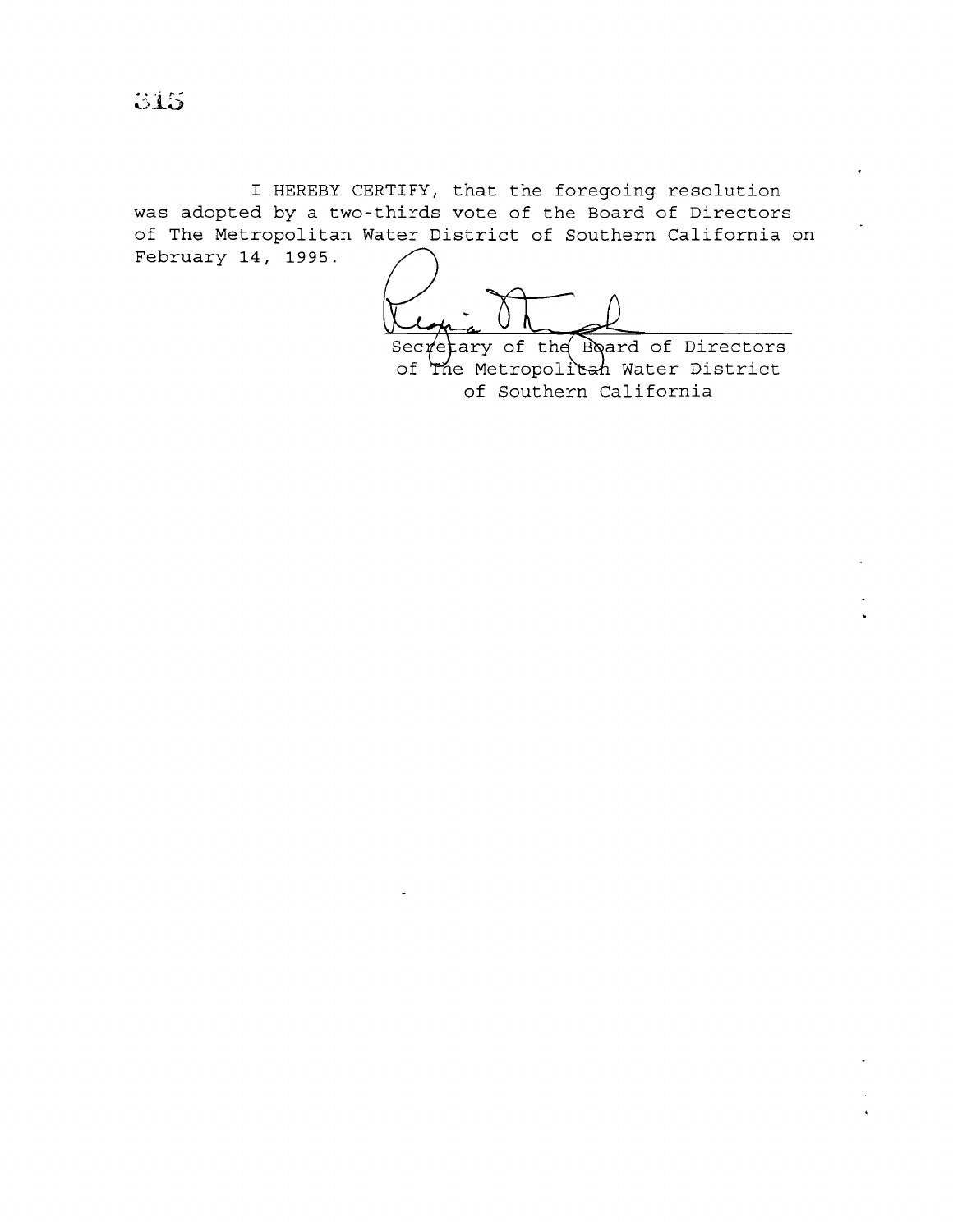I HEREBY CERTIFY, that the foregoing resolution was adopted by a two-thirds vote of the Board of Directors of The Metropolitan Water District of Southern California on February 14, 1995.

Secretary of the Board of Directors
of The Metropolitan Water District
of Southern California